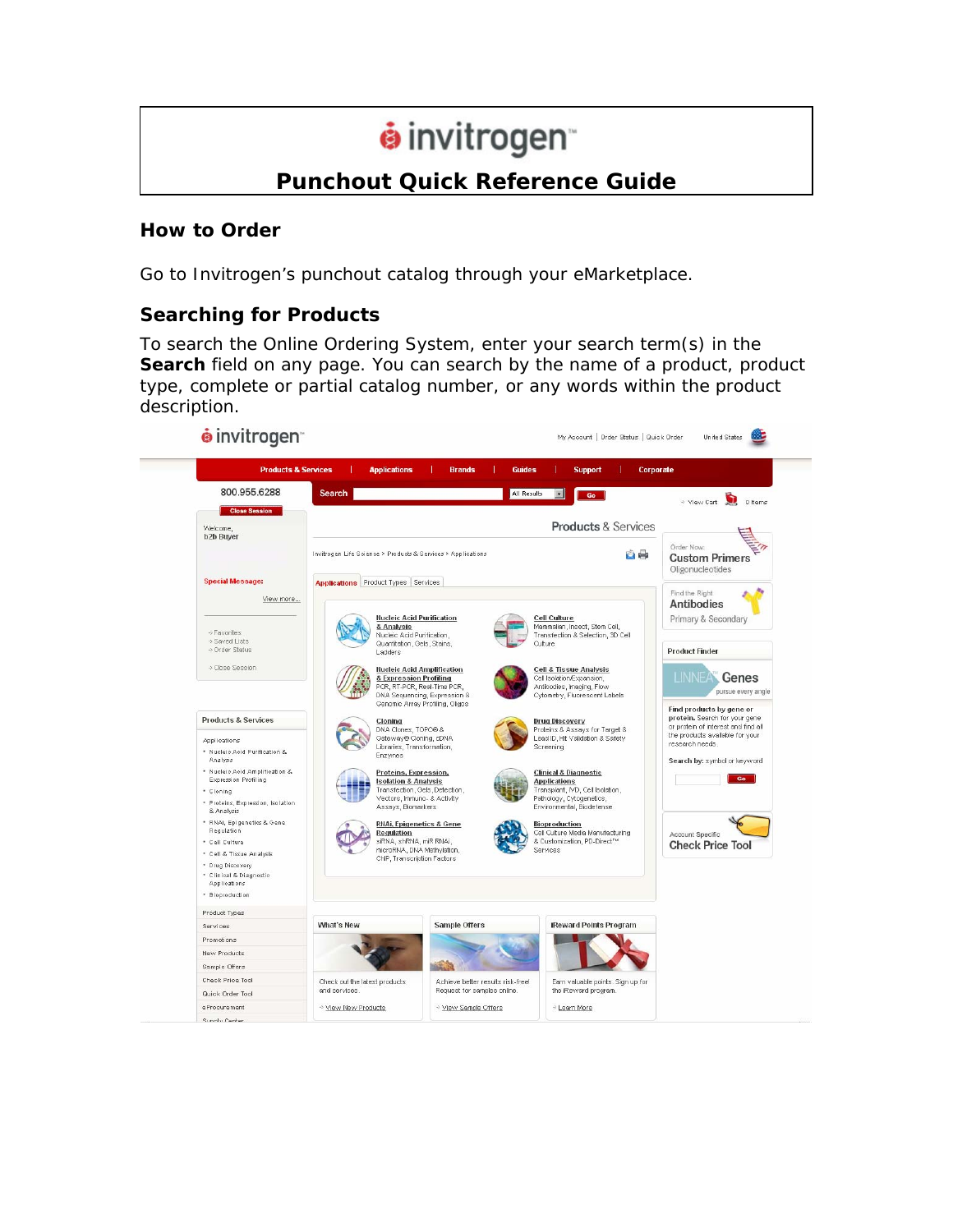# invitrogen

## Punchout Quick Reference Guide

## How to Order

Go to Invitrogen's punchout catalog through your eMarketplace.

## Searching for Products

To search the Online Ordering System, enter your search term(s) in the **Search** field on any page. You can search by the name of a product, product type, complete or partial catalog number, or any words within the product description.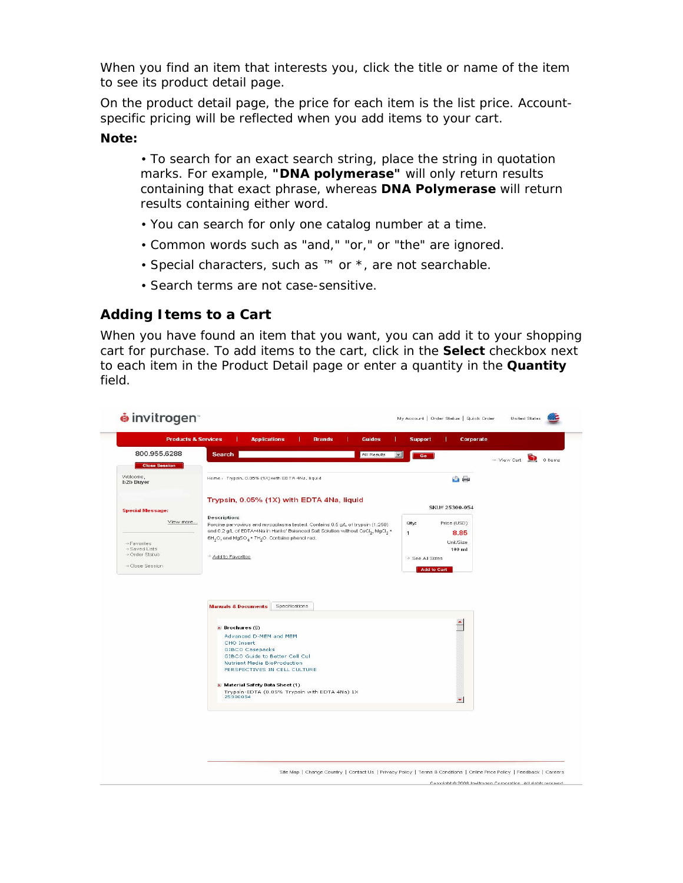When you find an item that interests you, click the title or name of the item to see its product detail page.

On the product detail page, the price for each item is the list price. Account-specific pricing will be reflected when you add items to your cart.

**Note:**

- To search for an exact search string, place the string in quotation marks. For example, **"DNA polymerase"** will only return results containing that exact phrase, whereas **DNA Polymerase** will return results containing either word.
- You can search for only one catalog number at a time.
- Common words such as "and," "or," or "the" are ignored.
- Special characters, such as ™ or *, are not searchable.
- Search terms are not case-sensitive.

## Adding Items to a Cart

When you have found an item that you want, you can add it to your shopping cart for purchase. To add items to the cart, click in the **Select** checkbox next to each item in the Product Detail page or enter a quantity in the **Quantity** field.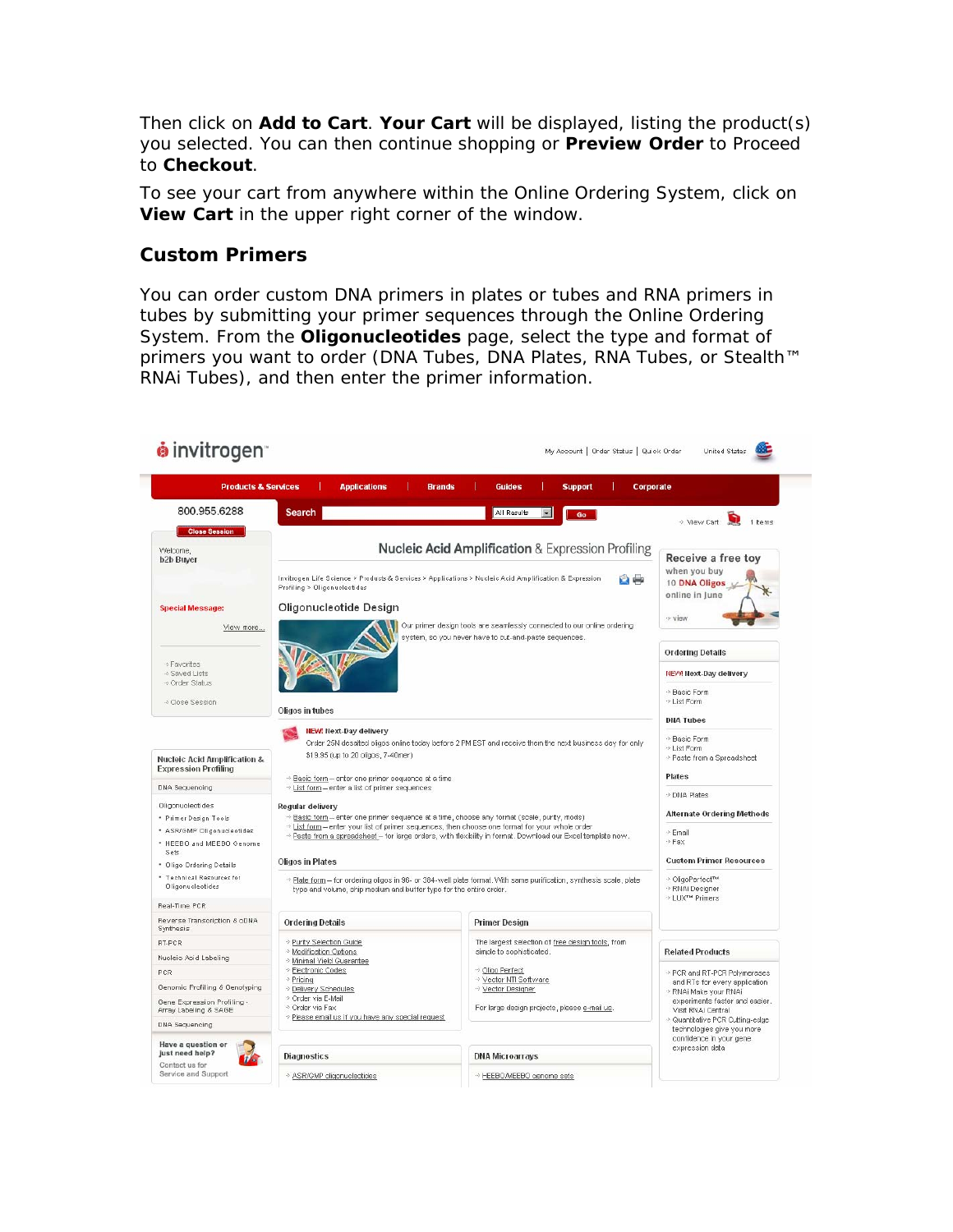Then click on **Add to Cart**. **Your Cart** will be displayed, listing the product(s) you selected. You can then continue shopping or **Preview Order** to Proceed to **Checkout**.

To see your cart from anywhere within the Online Ordering System, click on **View Cart** in the upper right corner of the window.

## Custom Primers

You can order custom DNA primers in plates or tubes and RNA primers in tubes by submitting your primer sequences through the Online Ordering System. From the **Oligonucleotides** page, select the type and format of primers you want to order (DNA Tubes, DNA Plates, RNA Tubes, or Stealth™ RNAi Tubes), and then enter the primer information.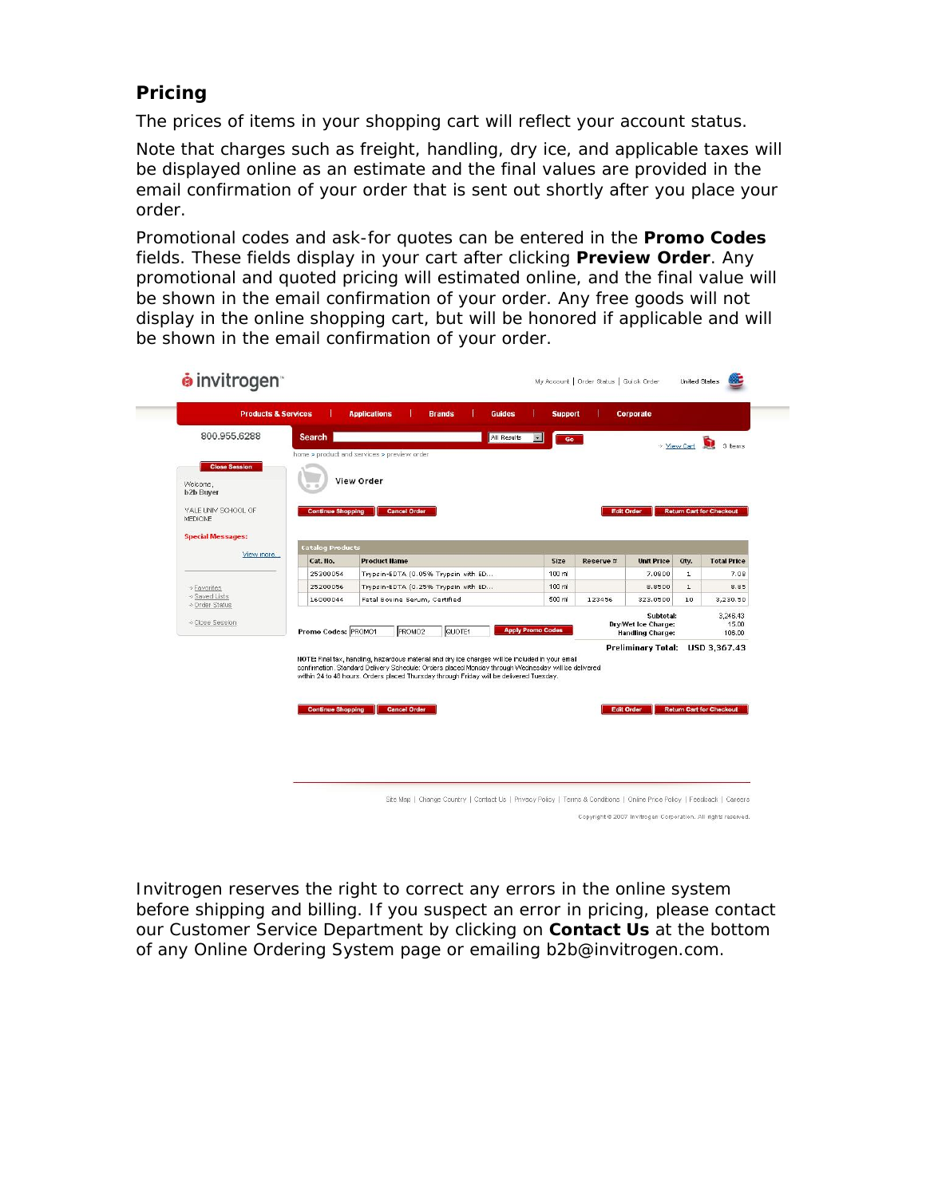## Pricing

The prices of items in your shopping cart will reflect your account status.

Note that charges such as freight, handling, dry ice, and applicable taxes will be displayed online as an estimate and the final values are provided in the email confirmation of your order that is sent out shortly after you place your order.

Promotional codes and ask-for quotes can be entered in the **Promo Codes** fields. These fields display in your cart after clicking **Preview Order**. Any promotional and quoted pricing will estimated online, and the final value will be shown in the email confirmation of your order. Any free goods will not display in the online shopping cart, but will be honored if applicable and will be shown in the email confirmation of your order.

Invitrogen reserves the right to correct any errors in the online system before shipping and billing. If you suspect an error in pricing, please contact our Customer Service Department by clicking on **Contact Us** at the bottom of any Online Ordering System page or emailing b2b@invitrogen.com.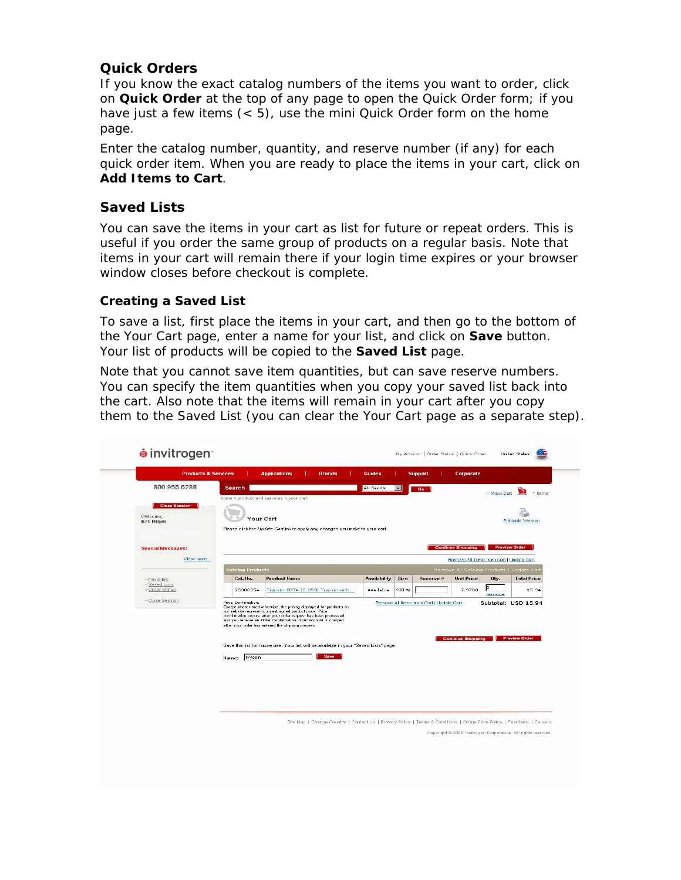## Quick Orders

If you know the exact catalog numbers of the items you want to order, click on **Quick Order** at the top of any page to open the Quick Order form; if you have just a few items (< 5), use the mini Quick Order form on the home page.

Enter the catalog number, quantity, and reserve number (if any) for each quick order item. When you are ready to place the items in your cart, click on **Add Items to Cart**.

## Saved Lists

You can save the items in your cart as list for future or repeat orders. This is useful if you order the same group of products on a regular basis. Note that items in your cart will remain there if your login time expires or your browser window closes before checkout is complete.

### Creating a Saved List

To save a list, first place the items in your cart, and then go to the bottom of the Your Cart page, enter a name for your list, and click on **Save** button. Your list of products will be copied to the **Saved List** page.

Note that you cannot save item quantities, but can save reserve numbers. You can specify the item quantities when you copy your saved list back into the cart. Also note that the items will remain in your cart after you copy them to the Saved List (you can clear the Your Cart page as a separate step).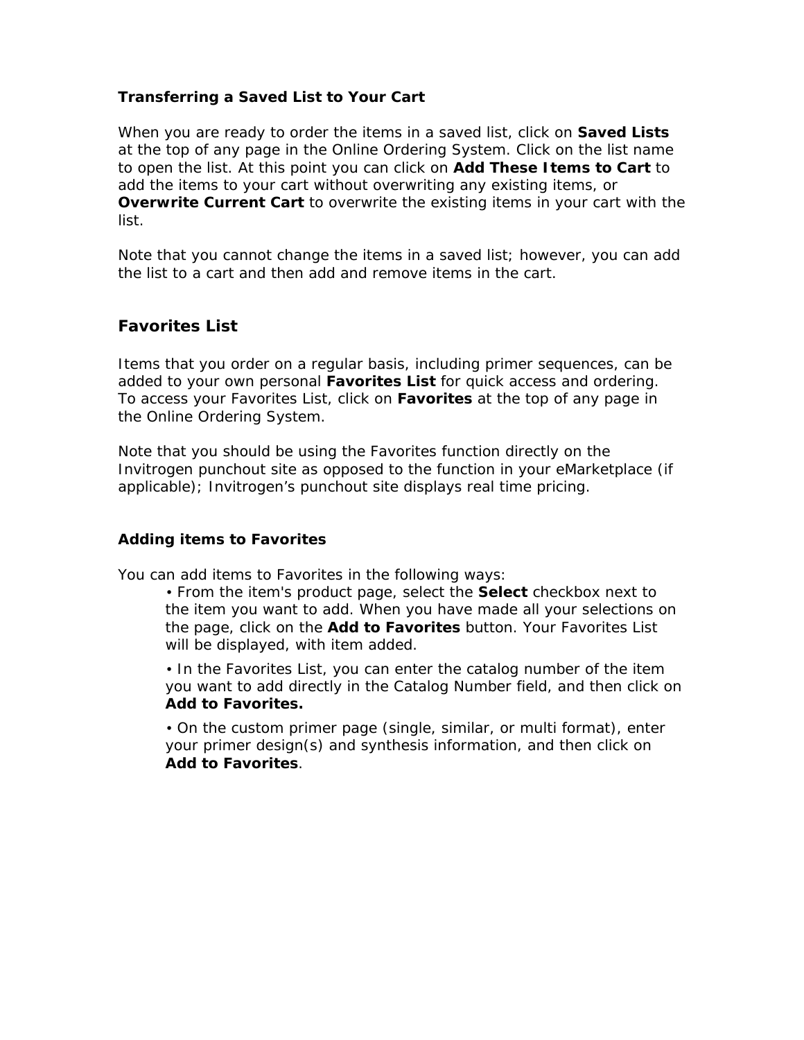### Transferring a Saved List to Your Cart

When you are ready to order the items in a saved list, click on **Saved Lists** at the top of any page in the Online Ordering System. Click on the list name to open the list. At this point you can click on **Add These Items to Cart** to add the items to your cart without overwriting any existing items, or **Overwrite Current Cart** to overwrite the existing items in your cart with the list.

Note that you cannot change the items in a saved list; however, you can add the list to a cart and then add and remove items in the cart.

## Favorites List

Items that you order on a regular basis, including primer sequences, can be added to your own personal **Favorites List** for quick access and ordering. To access your Favorites List, click on **Favorites** at the top of any page in the Online Ordering System.

Note that you should be using the Favorites function directly on the Invitrogen punchout site as opposed to the function in your eMarketplace (if applicable); Invitrogen's punchout site displays real time pricing.

### Adding items to Favorites

You can add items to Favorites in the following ways:

- From the item's product page, select the **Select** checkbox next to the item you want to add. When you have made all your selections on the page, click on the **Add to Favorites** button. Your Favorites List will be displayed, with item added.
- In the Favorites List, you can enter the catalog number of the item you want to add directly in the Catalog Number field, and then click on **Add to Favorites.**
- On the custom primer page (single, similar, or multi format), enter your primer design(s) and synthesis information, and then click on **Add to Favorites**.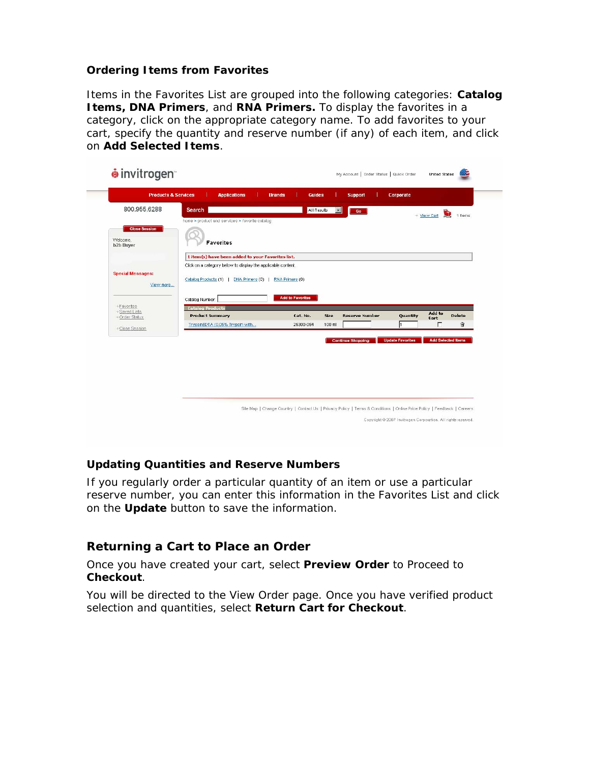### Ordering Items from Favorites

Items in the Favorites List are grouped into the following categories: **Catalog Items, DNA Primers**, and **RNA Primers.** To display the favorites in a category, click on the appropriate category name. To add favorites to your cart, specify the quantity and reserve number (if any) of each item, and click on **Add Selected Items**.

### Updating Quantities and Reserve Numbers

If you regularly order a particular quantity of an item or use a particular reserve number, you can enter this information in the Favorites List and click on the **Update** button to save the information.

### Returning a Cart to Place an Order

Once you have created your cart, select **Preview Order** to Proceed to **Checkout**.

You will be directed to the View Order page. Once you have verified product selection and quantities, select **Return Cart for Checkout**.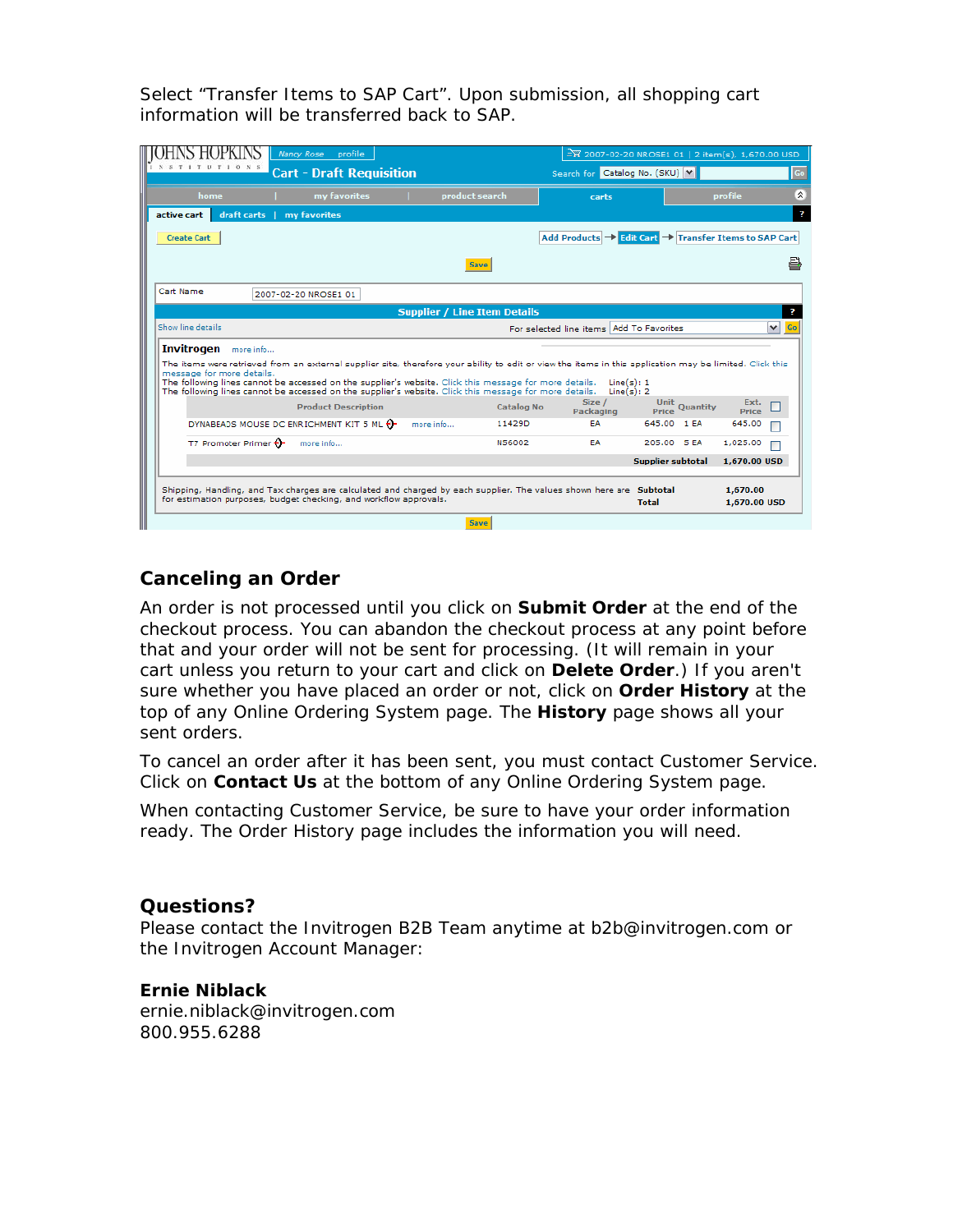Select “Transfer Items to SAP Cart”. Upon submission, all shopping cart information will be transferred back to SAP.

## Canceling an Order

An order is not processed until you click on **Submit Order** at the end of the checkout process. You can abandon the checkout process at any point before that and your order will not be sent for processing. (It will remain in your cart unless you return to your cart and click on **Delete Order**.) If you aren't sure whether you have placed an order or not, click on **Order History** at the top of any Online Ordering System page. The **History** page shows all your sent orders.

To cancel an order after it has been sent, you must contact Customer Service. Click on **Contact Us** at the bottom of any Online Ordering System page.

When contacting Customer Service, be sure to have your order information ready. The Order History page includes the information you will need.

## Questions?

Please contact the Invitrogen B2B Team anytime at b2b@invitrogen.com or the Invitrogen Account Manager:

**Ernie Niblack**
ernie.niblack@invitrogen.com
800.955.6288